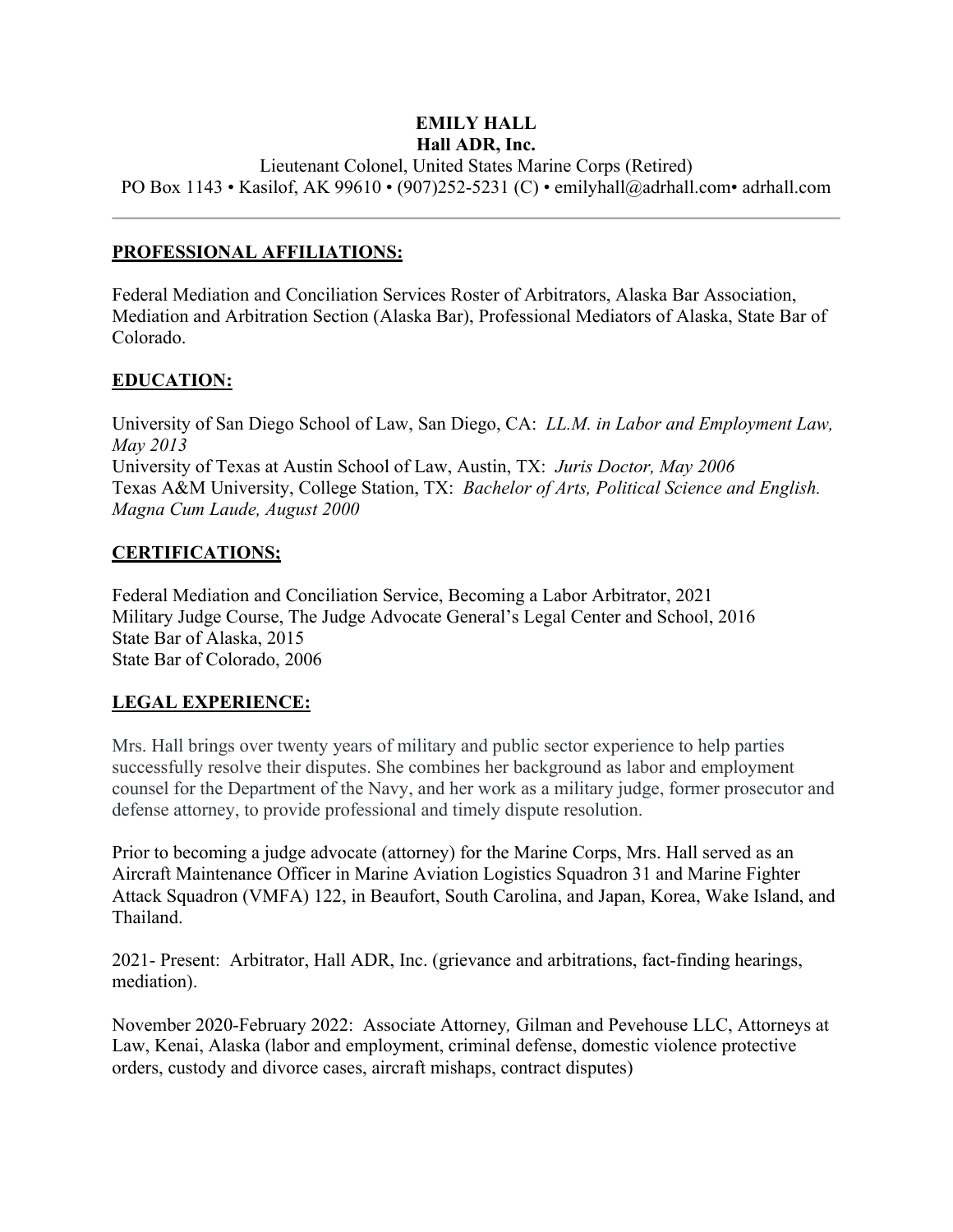**EMILY HALL**
**Hall ADR, Inc.**
Lieutenant Colonel, United States Marine Corps (Retired)
PO Box 1143 • Kasilof, AK 99610 • (907)252-5231 (C) • emilyhall@adrhall.com• adrhall.com

---

## PROFESSIONAL AFFILIATIONS:

Federal Mediation and Conciliation Services Roster of Arbitrators, Alaska Bar Association, Mediation and Arbitration Section (Alaska Bar), Professional Mediators of Alaska, State Bar of Colorado.

## EDUCATION:

University of San Diego School of Law, San Diego, CA: *LL.M. in Labor and Employment Law, May 2013*
University of Texas at Austin School of Law, Austin, TX: *Juris Doctor, May 2006*
Texas A&M University, College Station, TX: *Bachelor of Arts, Political Science and English. Magna Cum Laude, August 2000*

## CERTIFICATIONS;

Federal Mediation and Conciliation Service, Becoming a Labor Arbitrator, 2021
Military Judge Course, The Judge Advocate General's Legal Center and School, 2016
State Bar of Alaska, 2015
State Bar of Colorado, 2006

## LEGAL EXPERIENCE:

Mrs. Hall brings over twenty years of military and public sector experience to help parties successfully resolve their disputes. She combines her background as labor and employment counsel for the Department of the Navy, and her work as a military judge, former prosecutor and defense attorney, to provide professional and timely dispute resolution.

Prior to becoming a judge advocate (attorney) for the Marine Corps, Mrs. Hall served as an Aircraft Maintenance Officer in Marine Aviation Logistics Squadron 31 and Marine Fighter Attack Squadron (VMFA) 122, in Beaufort, South Carolina, and Japan, Korea, Wake Island, and Thailand.

2021- Present: Arbitrator, Hall ADR, Inc. (grievance and arbitrations, fact-finding hearings, mediation).

November 2020-February 2022: Associate Attorney*,* Gilman and Pevehouse LLC, Attorneys at Law, Kenai, Alaska (labor and employment, criminal defense, domestic violence protective orders, custody and divorce cases, aircraft mishaps, contract disputes)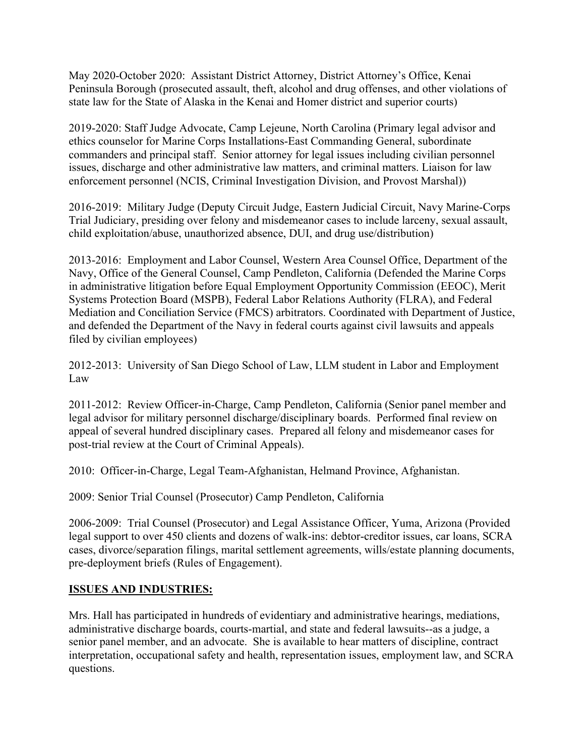May 2020-October 2020: Assistant District Attorney, District Attorney's Office, Kenai Peninsula Borough (prosecuted assault, theft, alcohol and drug offenses, and other violations of state law for the State of Alaska in the Kenai and Homer district and superior courts)

2019-2020: Staff Judge Advocate, Camp Lejeune, North Carolina (Primary legal advisor and ethics counselor for Marine Corps Installations-East Commanding General, subordinate commanders and principal staff. Senior attorney for legal issues including civilian personnel issues, discharge and other administrative law matters, and criminal matters. Liaison for law enforcement personnel (NCIS, Criminal Investigation Division, and Provost Marshal))

2016-2019: Military Judge (Deputy Circuit Judge, Eastern Judicial Circuit, Navy Marine-Corps Trial Judiciary, presiding over felony and misdemeanor cases to include larceny, sexual assault, child exploitation/abuse, unauthorized absence, DUI, and drug use/distribution)

2013-2016: Employment and Labor Counsel, Western Area Counsel Office, Department of the Navy, Office of the General Counsel, Camp Pendleton, California (Defended the Marine Corps in administrative litigation before Equal Employment Opportunity Commission (EEOC), Merit Systems Protection Board (MSPB), Federal Labor Relations Authority (FLRA), and Federal Mediation and Conciliation Service (FMCS) arbitrators. Coordinated with Department of Justice, and defended the Department of the Navy in federal courts against civil lawsuits and appeals filed by civilian employees)

2012-2013: University of San Diego School of Law, LLM student in Labor and Employment Law

2011-2012: Review Officer-in-Charge, Camp Pendleton, California (Senior panel member and legal advisor for military personnel discharge/disciplinary boards. Performed final review on appeal of several hundred disciplinary cases. Prepared all felony and misdemeanor cases for post-trial review at the Court of Criminal Appeals).

2010: Officer-in-Charge, Legal Team-Afghanistan, Helmand Province, Afghanistan.

2009: Senior Trial Counsel (Prosecutor) Camp Pendleton, California

2006-2009: Trial Counsel (Prosecutor) and Legal Assistance Officer, Yuma, Arizona (Provided legal support to over 450 clients and dozens of walk-ins: debtor-creditor issues, car loans, SCRA cases, divorce/separation filings, marital settlement agreements, wills/estate planning documents, pre-deployment briefs (Rules of Engagement).

## ISSUES AND INDUSTRIES:

Mrs. Hall has participated in hundreds of evidentiary and administrative hearings, mediations, administrative discharge boards, courts-martial, and state and federal lawsuits--as a judge, a senior panel member, and an advocate. She is available to hear matters of discipline, contract interpretation, occupational safety and health, representation issues, employment law, and SCRA questions.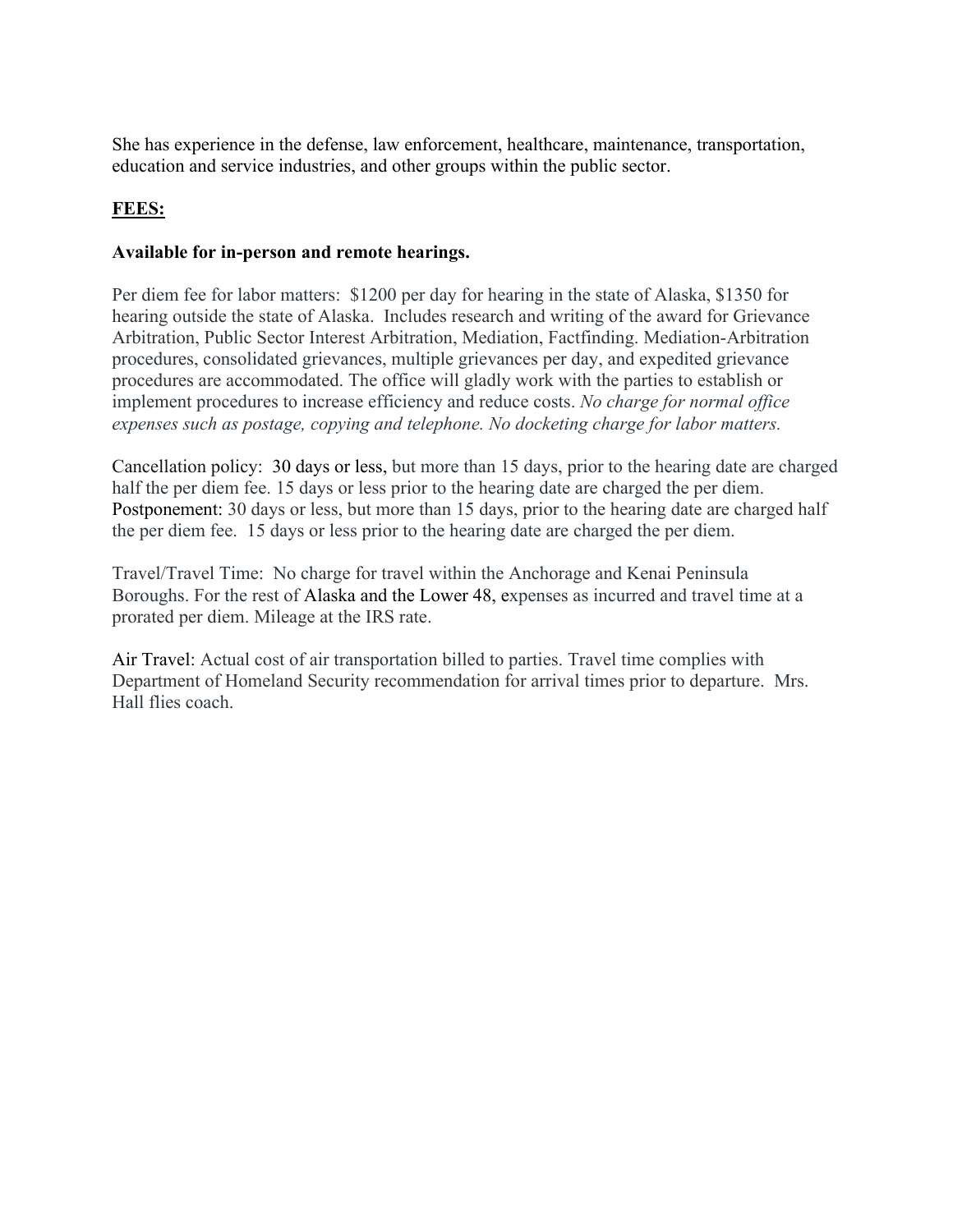She has experience in the defense, law enforcement, healthcare, maintenance, transportation, education and service industries, and other groups within the public sector.

## **<u>FEES:</u>**

**Available for in-person and remote hearings.**

Per diem fee for labor matters: $1200 per day for hearing in the state of Alaska, $1350 for hearing outside the state of Alaska. Includes research and writing of the award for Grievance Arbitration, Public Sector Interest Arbitration, Mediation, Factfinding. Mediation-Arbitration procedures, consolidated grievances, multiple grievances per day, and expedited grievance procedures are accommodated. The office will gladly work with the parties to establish or implement procedures to increase efficiency and reduce costs. *No charge for normal office expenses such as postage, copying and telephone. No docketing charge for labor matters.*

Cancellation policy: 30 days or less, but more than 15 days, prior to the hearing date are charged half the per diem fee. 15 days or less prior to the hearing date are charged the per diem. Postponement: 30 days or less, but more than 15 days, prior to the hearing date are charged half the per diem fee. 15 days or less prior to the hearing date are charged the per diem.

Travel/Travel Time: No charge for travel within the Anchorage and Kenai Peninsula Boroughs. For the rest of Alaska and the Lower 48, expenses as incurred and travel time at a prorated per diem. Mileage at the IRS rate.

Air Travel: Actual cost of air transportation billed to parties. Travel time complies with Department of Homeland Security recommendation for arrival times prior to departure. Mrs. Hall flies coach.